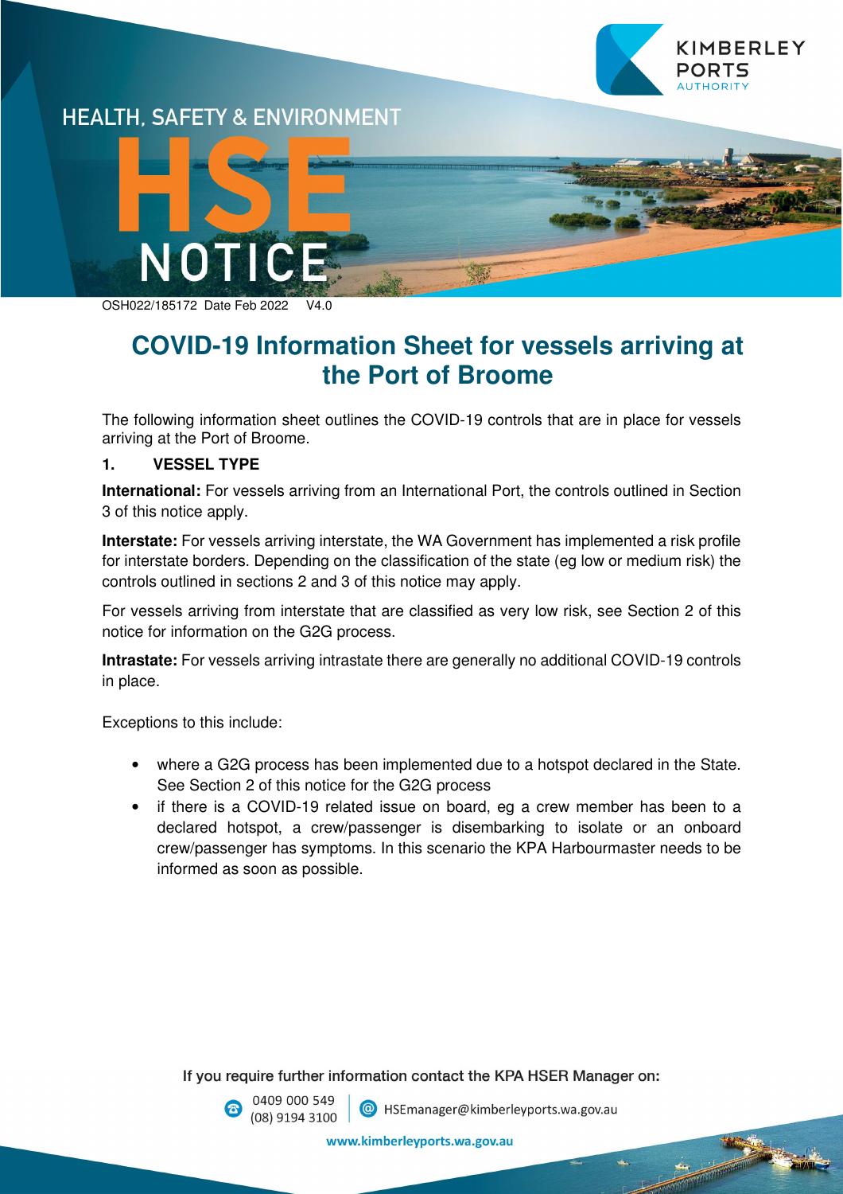HEALTH, SAFETY & ENVIRONMENT

HSE NOTICE

OSH022/185172 Date Feb 2022 V4.0

# COVID-19 Information Sheet for vessels arriving at the Port of Broome

The following information sheet outlines the COVID-19 controls that are in place for vessels arriving at the Port of Broome.

## 1. VESSEL TYPE

**International:** For vessels arriving from an International Port, the controls outlined in Section 3 of this notice apply.

**Interstate:** For vessels arriving interstate, the WA Government has implemented a risk profile for interstate borders. Depending on the classification of the state (eg low or medium risk) the controls outlined in sections 2 and 3 of this notice may apply.

For vessels arriving from interstate that are classified as very low risk, see Section 2 of this notice for information on the G2G process.

**Intrastate:** For vessels arriving intrastate there are generally no additional COVID-19 controls in place.

Exceptions to this include:

- where a G2G process has been implemented due to a hotspot declared in the State. See Section 2 of this notice for the G2G process
- if there is a COVID-19 related issue on board, eg a crew member has been to a declared hotspot, a crew/passenger is disembarking to isolate or an onboard crew/passenger has symptoms. In this scenario the KPA Harbourmaster needs to be informed as soon as possible.

If you require further information contact the KPA HSER Manager on:

0409 000 549
(08) 9194 3100

HSEmanager@kimberleyports.wa.gov.au

www.kimberleyports.wa.gov.au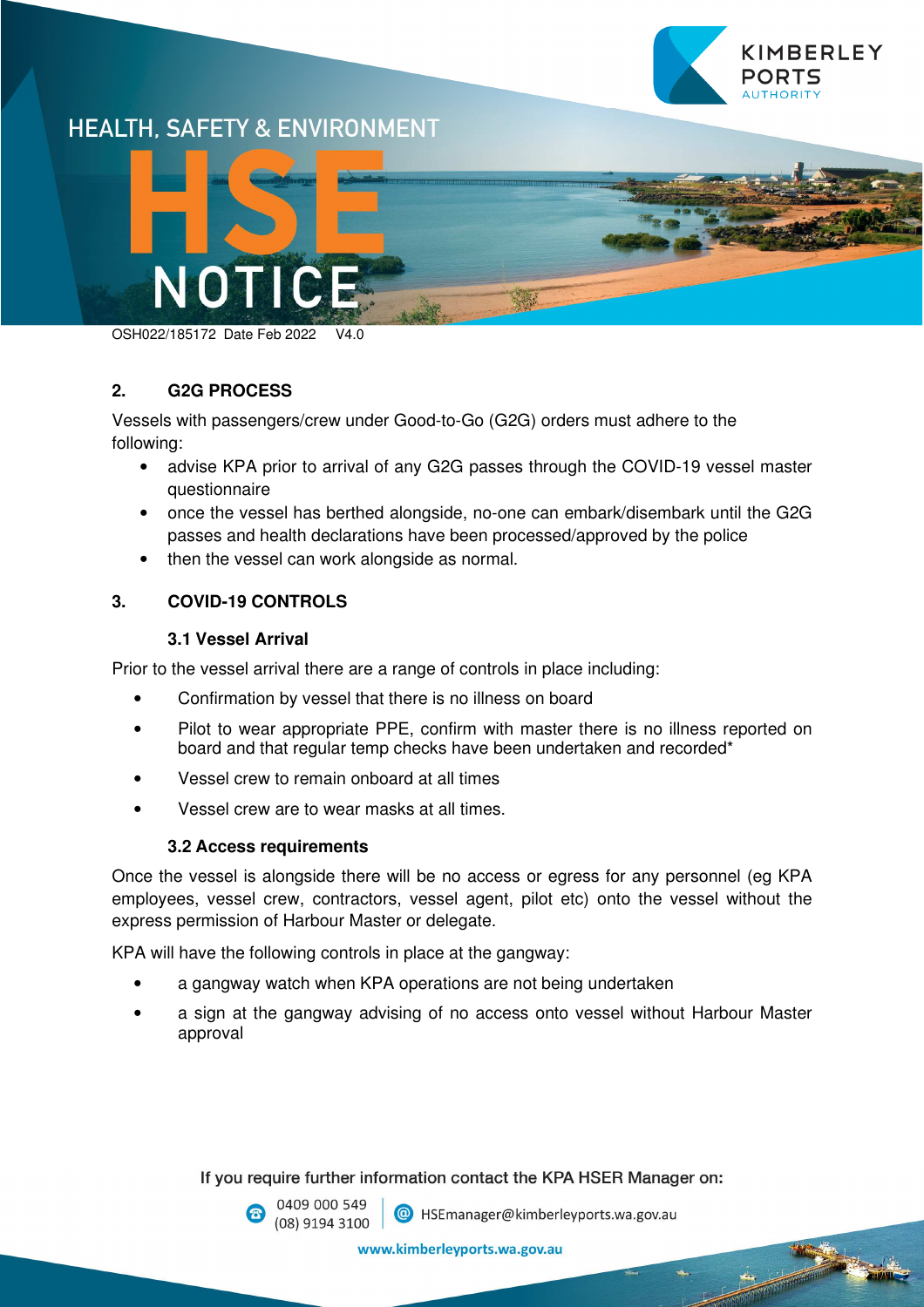## 2. G2G PROCESS

Vessels with passengers/crew under Good-to-Go (G2G) orders must adhere to the following:

- advise KPA prior to arrival of any G2G passes through the COVID-19 vessel master questionnaire
- once the vessel has berthed alongside, no-one can embark/disembark until the G2G passes and health declarations have been processed/approved by the police
- then the vessel can work alongside as normal.

## 3. COVID-19 CONTROLS

### 3.1 Vessel Arrival

Prior to the vessel arrival there are a range of controls in place including:

- Confirmation by vessel that there is no illness on board
- Pilot to wear appropriate PPE, confirm with master there is no illness reported on board and that regular temp checks have been undertaken and recorded*
- Vessel crew to remain onboard at all times
- Vessel crew are to wear masks at all times.

### 3.2 Access requirements

Once the vessel is alongside there will be no access or egress for any personnel (eg KPA employees, vessel crew, contractors, vessel agent, pilot etc) onto the vessel without the express permission of Harbour Master or delegate.

KPA will have the following controls in place at the gangway:

- a gangway watch when KPA operations are not being undertaken
- a sign at the gangway advising of no access onto vessel without Harbour Master approval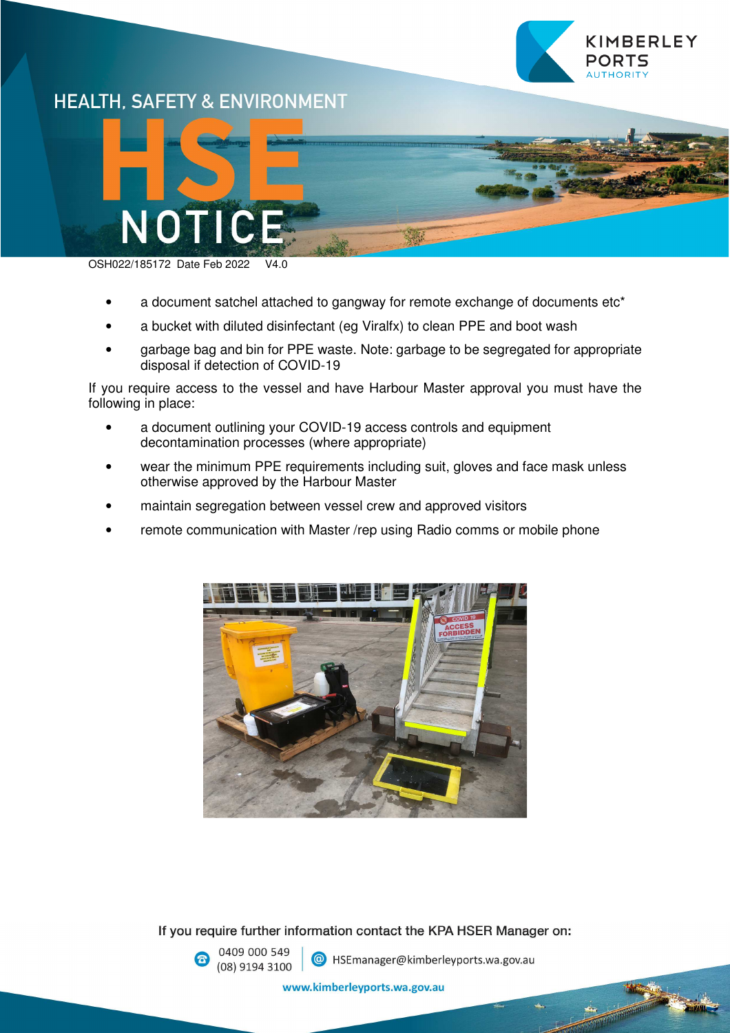- a document satchel attached to gangway for remote exchange of documents etc*
- a bucket with diluted disinfectant (eg Viralfx) to clean PPE and boot wash
- garbage bag and bin for PPE waste. Note: garbage to be segregated for appropriate disposal if detection of COVID-19

If you require access to the vessel and have Harbour Master approval you must have the following in place:

- a document outlining your COVID-19 access controls and equipment decontamination processes (where appropriate)
- wear the minimum PPE requirements including suit, gloves and face mask unless otherwise approved by the Harbour Master
- maintain segregation between vessel crew and approved visitors
- remote communication with Master /rep using Radio comms or mobile phone

**If you require further information contact the KPA HSER Manager on:**

0409 000 549
(08) 9194 3100

HSEmanager@kimberleyports.wa.gov.au

www.kimberleyports.wa.gov.au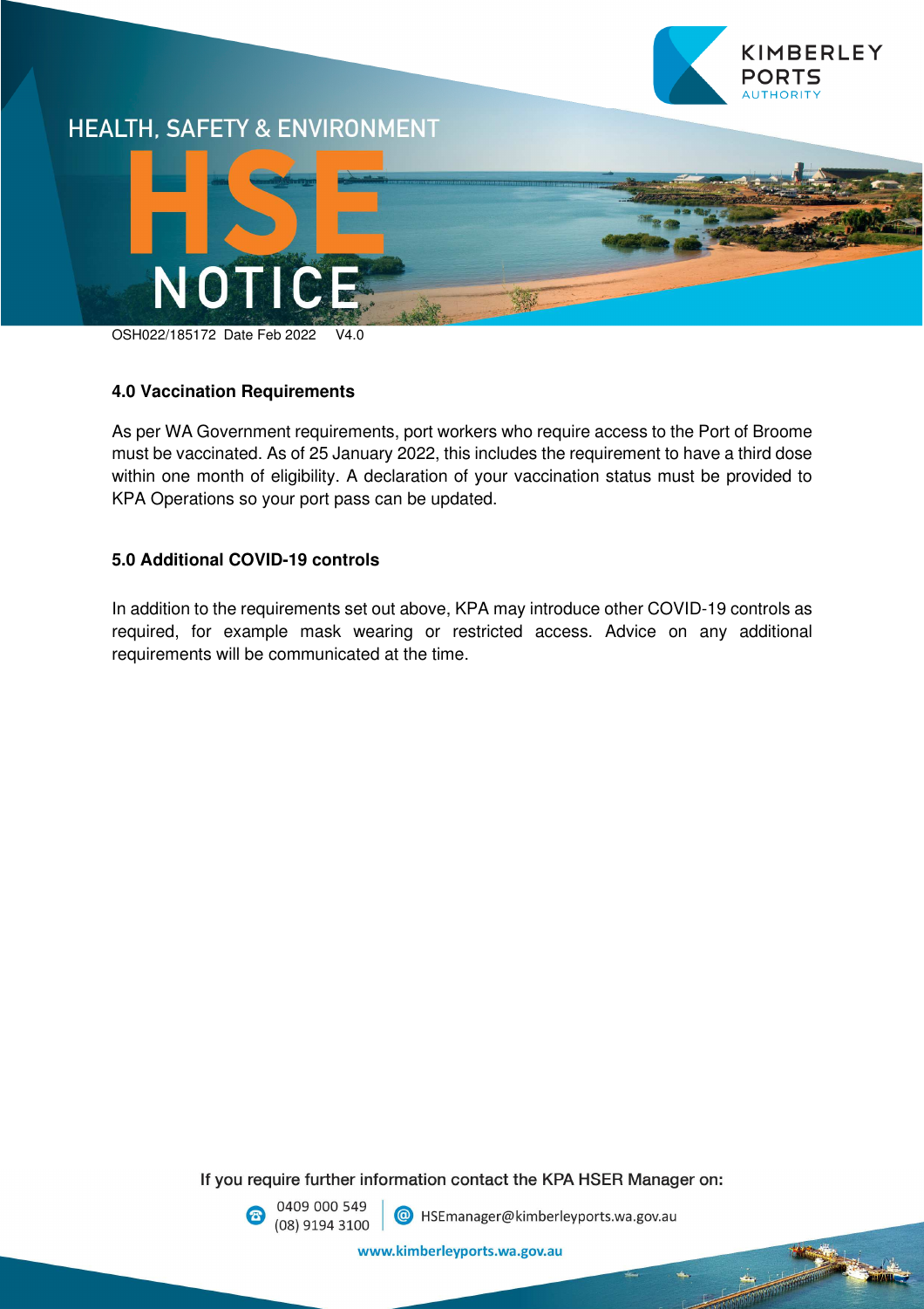## 4.0 Vaccination Requirements

As per WA Government requirements, port workers who require access to the Port of Broome must be vaccinated. As of 25 January 2022, this includes the requirement to have a third dose within one month of eligibility. A declaration of your vaccination status must be provided to KPA Operations so your port pass can be updated.

## 5.0 Additional COVID-19 controls

In addition to the requirements set out above, KPA may introduce other COVID-19 controls as required, for example mask wearing or restricted access. Advice on any additional requirements will be communicated at the time.

**If you require further information contact the KPA HSER Manager on:**

0409 000 549
(08) 9194 3100

HSEmanager@kimberleyports.wa.gov.au

www.kimberleyports.wa.gov.au